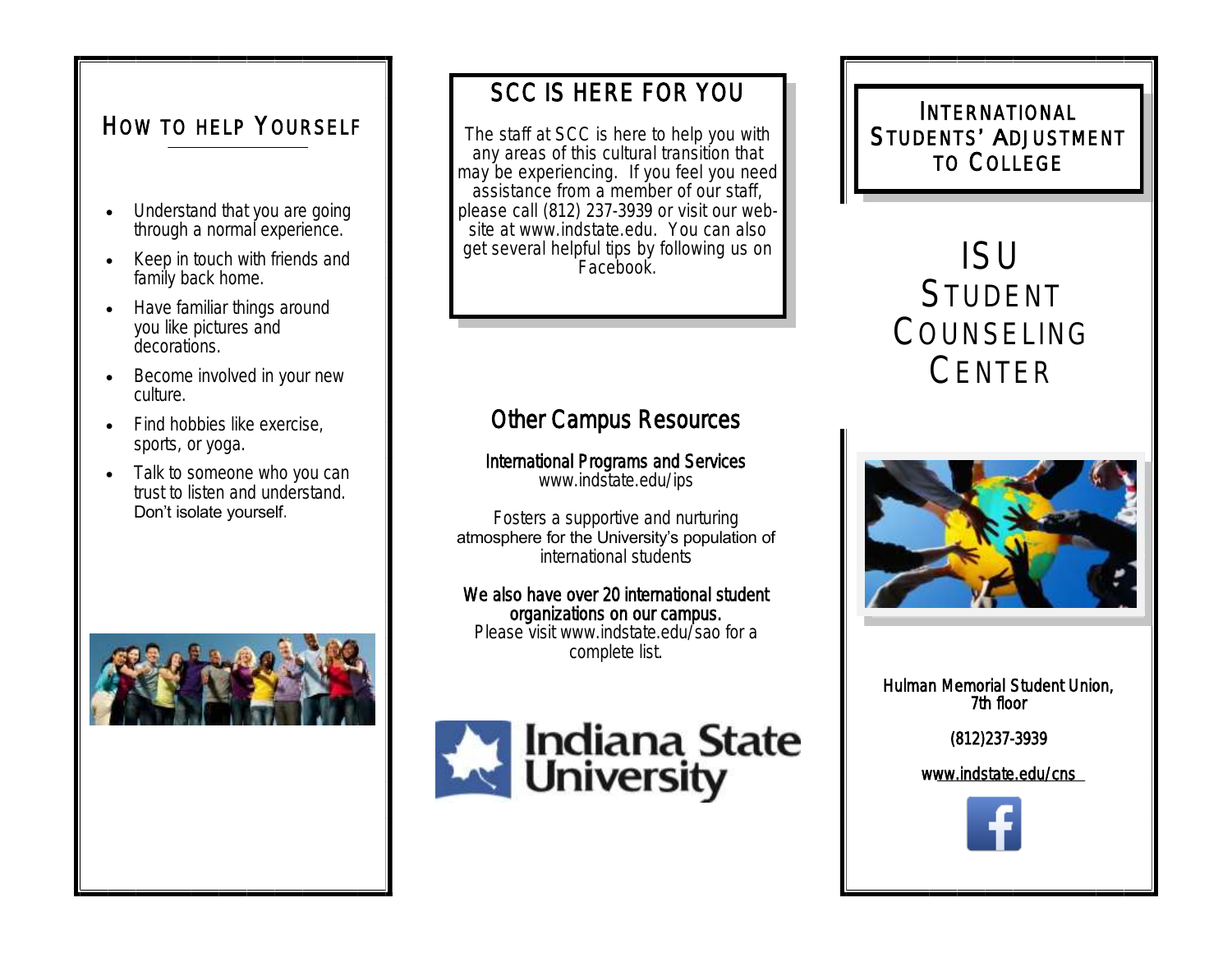## How to help Yourself

- Understand that you are going through a normal experience.
- Keep in touch with friends and family back home.
- Have familiar things around you like pictures and decorations.
- Become involved in your new culture.
- Find hobbies like exercise, sports, or yoga.
- Talk to someone who you can trust to listen and understand. Don't isolate yourself.

## SCC is here for you

The staff at SCC is here to help you with any areas of this cultural transition that may be experiencing. If you feel you need assistance from a member of our staff, please call (812) 237-3939 or visit our website at www.indstate.edu. You can also get several helpful tips by following us on Facebook.

## Other Campus Resources

**International Programs and Services**
www.indstate.edu/ips

Fosters a supportive and nurturing atmosphere for the University's population of international students

**We also have over 20 international student organizations on our campus.**
Please visit www.indstate.edu/sao for a complete list.

Indiana State University

## International Students' Adjustment to College

# ISU Student Counseling Center

Hulman Memorial Student Union, 7th floor

(812)237-3939

www.indstate.edu/cns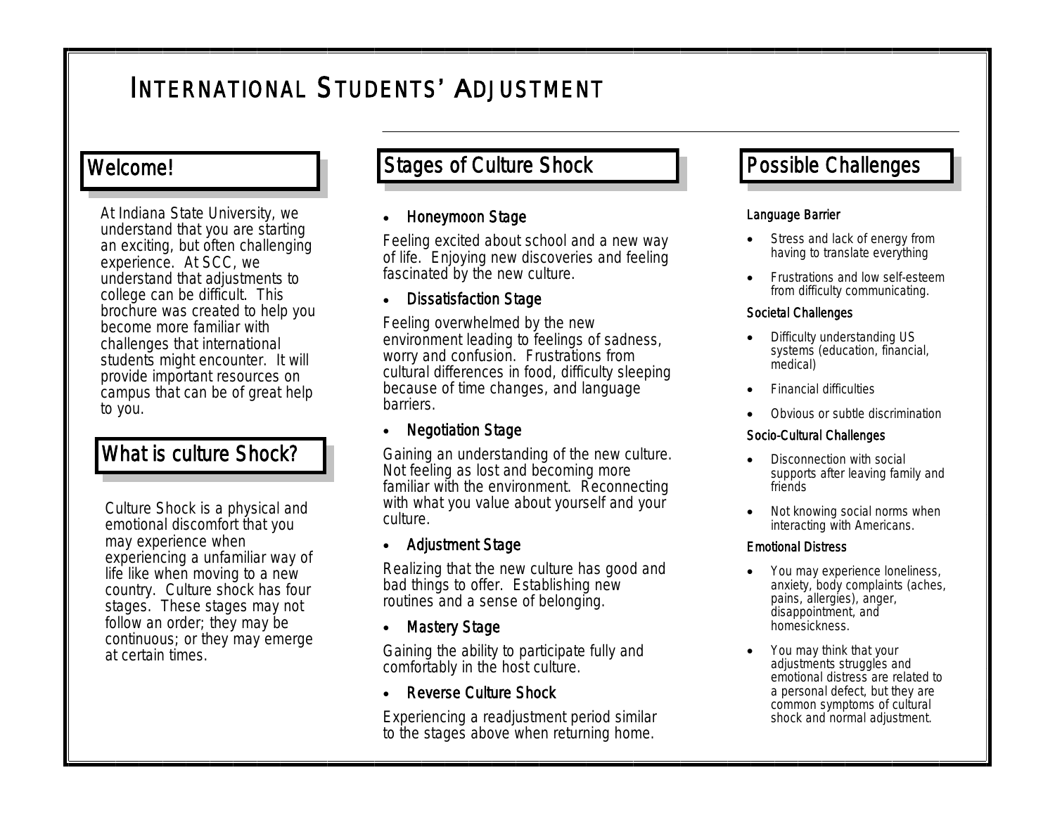# INTERNATIONAL STUDENTS' ADJUSTMENT

## Welcome!

At Indiana State University, we understand that you are starting an exciting, but often challenging experience. At SCC, we understand that adjustments to college can be difficult. This brochure was created to help you become more familiar with challenges that international students might encounter. It will provide important resources on campus that can be of great help to you.

## What is culture Shock?

Culture Shock is a physical and emotional discomfort that you may experience when experiencing a unfamiliar way of life like when moving to a new country. Culture shock has four stages. These stages may not follow an order; they may be continuous; or they may emerge at certain times.

## Stages of Culture Shock

- **Honeymoon Stage**

Feeling excited about school and a new way of life. Enjoying new discoveries and feeling fascinated by the new culture.

- **Dissatisfaction Stage**

Feeling overwhelmed by the new environment leading to feelings of sadness, worry and confusion. Frustrations from cultural differences in food, difficulty sleeping because of time changes, and language barriers.

- **Negotiation Stage**

Gaining an understanding of the new culture. Not feeling as lost and becoming more familiar with the environment. Reconnecting with what you value about yourself and your culture.

- **Adjustment Stage**

Realizing that the new culture has good and bad things to offer. Establishing new routines and a sense of belonging.

- **Mastery Stage**

Gaining the ability to participate fully and comfortably in the host culture.

- **Reverse Culture Shock**

Experiencing a readjustment period similar to the stages above when returning home.

## Possible Challenges

**Language Barrier**

- Stress and lack of energy from having to translate everything
- Frustrations and low self-esteem from difficulty communicating.

**Societal Challenges**

- Difficulty understanding US systems (education, financial, medical)
- Financial difficulties
- Obvious or subtle discrimination

**Socio-Cultural Challenges**

- Disconnection with social supports after leaving family and friends
- Not knowing social norms when interacting with Americans.

**Emotional Distress**

- You may experience loneliness, anxiety, body complaints (aches, pains, allergies), anger, disappointment, and homesickness.
- You may think that your adjustments struggles and emotional distress are related to a personal defect, but they are common symptoms of cultural shock and normal adjustment.